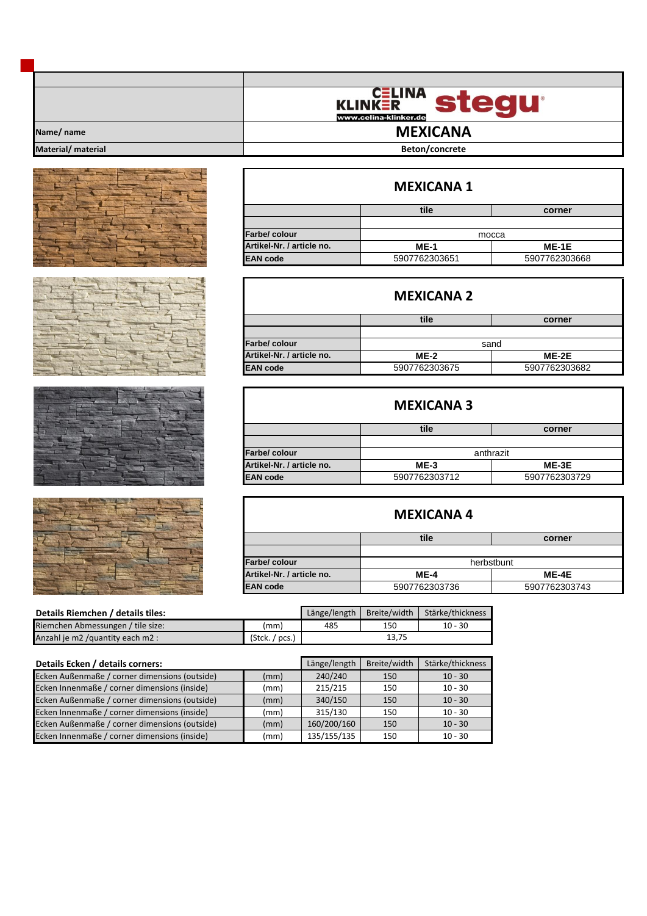| | CELINA KLINKER www.celina-klinker.de stegu |
|---|---|
| Name/ name | **MEXICANA** |
| Material/ material | Beton/concrete |

## MEXICANA 1

| | tile | corner |
|---|---|---|
| | | |
| Farbe/ colour | mocca | |
| Artikel-Nr. / article no. | ME-1 | ME-1E |
| EAN code | 5907762303651 | 5907762303668 |

## MEXICANA 2

| | tile | corner |
|---|---|---|
| | | |
| Farbe/ colour | sand | |
| Artikel-Nr. / article no. | ME-2 | ME-2E |
| EAN code | 5907762303675 | 5907762303682 |

## MEXICANA 3

| | tile | corner |
|---|---|---|
| | | |
| Farbe/ colour | anthrazit | |
| Artikel-Nr. / article no. | ME-3 | ME-3E |
| EAN code | 5907762303712 | 5907762303729 |

## MEXICANA 4

| | tile | corner |
|---|---|---|
| | | |
| Farbe/ colour | herbstbunt | |
| Artikel-Nr. / article no. | ME-4 | ME-4E |
| EAN code | 5907762303736 | 5907762303743 |

| **Details Riemchen / details tiles:** | | Länge/length | Breite/width | Stärke/thickness |
|---|---|---|---|---|
| Riemchen Abmessungen / tile size: | (mm) | 485 | 150 | 10 - 30 |
| Anzahl je m2 /quantity each m2 : | (Stck. / pcs.) | 13,75 | | |

| **Details Ecken / details corners:** | | Länge/length | Breite/width | Stärke/thickness |
|---|---|---|---|---|
| Ecken Außenmaße / corner dimensions (outside) | (mm) | 240/240 | 150 | 10 - 30 |
| Ecken Innenmaße / corner dimensions (inside) | (mm) | 215/215 | 150 | 10 - 30 |
| Ecken Außenmaße / corner dimensions (outside) | (mm) | 340/150 | 150 | 10 - 30 |
| Ecken Innenmaße / corner dimensions (inside) | (mm) | 315/130 | 150 | 10 - 30 |
| Ecken Außenmaße / corner dimensions (outside) | (mm) | 160/200/160 | 150 | 10 - 30 |
| Ecken Innenmaße / corner dimensions (inside) | (mm) | 135/155/135 | 150 | 10 - 30 |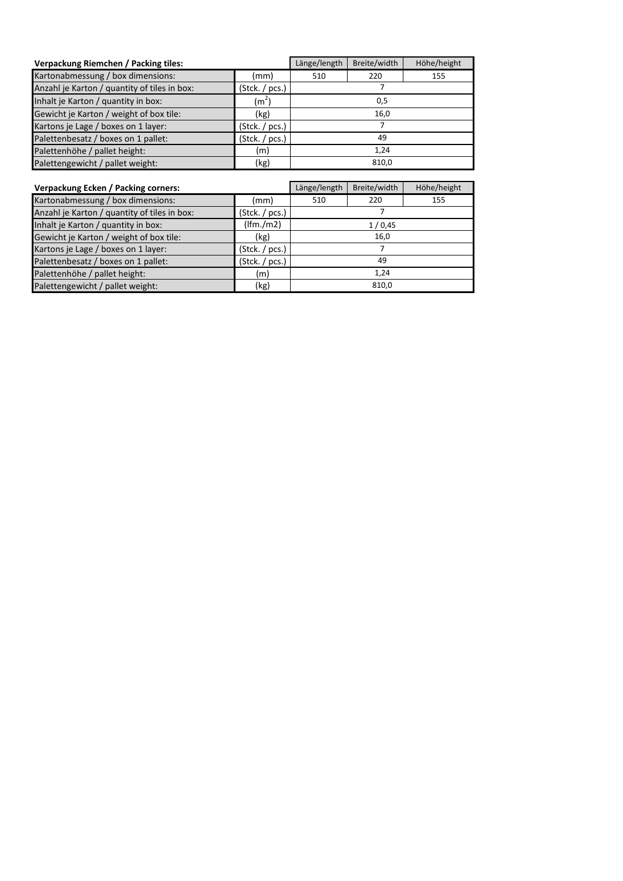| Verpackung Riemchen / Packing tiles: | | Länge/length | Breite/width | Höhe/height |
|---|---|---|---|---|
| Kartonabmessung / box dimensions: | (mm) | 510 | 220 | 155 |
| Anzahl je Karton / quantity of tiles in box: | (Stck. / pcs.) | 7 | | |
| Inhalt je Karton / quantity in box: | ($m^2$) | 0,5 | | |
| Gewicht je Karton / weight of box tile: | (kg) | 16,0 | | |
| Kartons je Lage / boxes on 1 layer: | (Stck. / pcs.) | 7 | | |
| Palettenbesatz / boxes on 1 pallet: | (Stck. / pcs.) | 49 | | |
| Palettenhöhe / pallet height: | (m) | 1,24 | | |
| Palettengewicht / pallet weight: | (kg) | 810,0 | | |

| Verpackung Ecken / Packing corners: | | Länge/length | Breite/width | Höhe/height |
|---|---|---|---|---|
| Kartonabmessung / box dimensions: | (mm) | 510 | 220 | 155 |
| Anzahl je Karton / quantity of tiles in box: | (Stck. / pcs.) | 7 | | |
| Inhalt je Karton / quantity in box: | (lfm./m2) | 1 / 0,45 | | |
| Gewicht je Karton / weight of box tile: | (kg) | 16,0 | | |
| Kartons je Lage / boxes on 1 layer: | (Stck. / pcs.) | 7 | | |
| Palettenbesatz / boxes on 1 pallet: | (Stck. / pcs.) | 49 | | |
| Palettenhöhe / pallet height: | (m) | 1,24 | | |
| Palettengewicht / pallet weight: | (kg) | 810,0 | | |